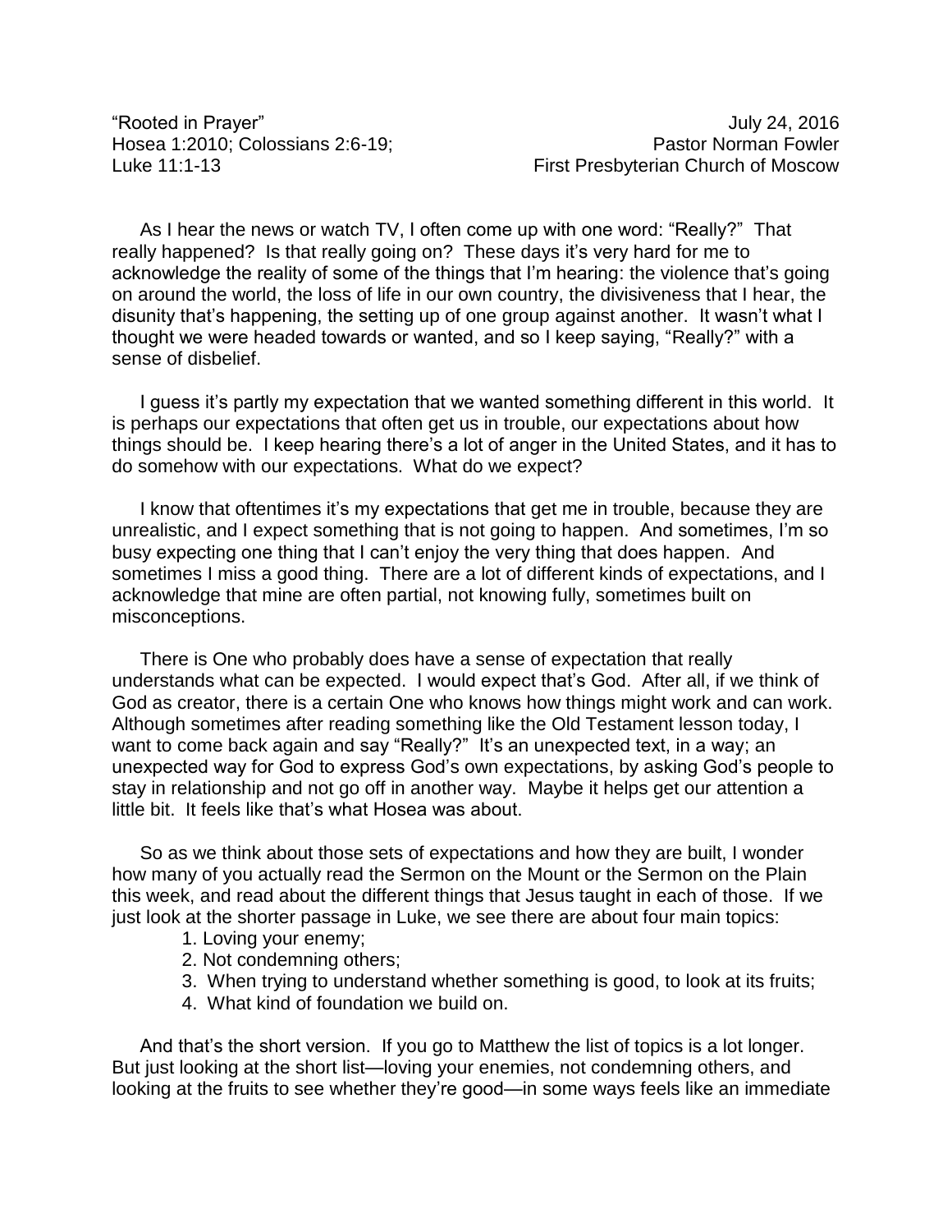“Rooted in Prayer” July 24, 2016
Hosea 1:2010; Colossians 2:6-19; Pastor Norman Fowler
Luke 11:1-13 First Presbyterian Church of Moscow

As I hear the news or watch TV, I often come up with one word: “Really?” That really happened? Is that really going on? These days it’s very hard for me to acknowledge the reality of some of the things that I’m hearing: the violence that’s going on around the world, the loss of life in our own country, the divisiveness that I hear, the disunity that’s happening, the setting up of one group against another. It wasn’t what I thought we were headed towards or wanted, and so I keep saying, “Really?” with a sense of disbelief.

I guess it’s partly my expectation that we wanted something different in this world. It is perhaps our expectations that often get us in trouble, our expectations about how things should be. I keep hearing there’s a lot of anger in the United States, and it has to do somehow with our expectations. What do we expect?

I know that oftentimes it’s my expectations that get me in trouble, because they are unrealistic, and I expect something that is not going to happen. And sometimes, I’m so busy expecting one thing that I can’t enjoy the very thing that does happen. And sometimes I miss a good thing. There are a lot of different kinds of expectations, and I acknowledge that mine are often partial, not knowing fully, sometimes built on misconceptions.

There is One who probably does have a sense of expectation that really understands what can be expected. I would expect that’s God. After all, if we think of God as creator, there is a certain One who knows how things might work and can work. Although sometimes after reading something like the Old Testament lesson today, I want to come back again and say “Really?” It’s an unexpected text, in a way; an unexpected way for God to express God’s own expectations, by asking God’s people to stay in relationship and not go off in another way. Maybe it helps get our attention a little bit. It feels like that’s what Hosea was about.

So as we think about those sets of expectations and how they are built, I wonder how many of you actually read the Sermon on the Mount or the Sermon on the Plain this week, and read about the different things that Jesus taught in each of those. If we just look at the shorter passage in Luke, we see there are about four main topics:

1. Loving your enemy;
2. Not condemning others;
3. When trying to understand whether something is good, to look at its fruits;
4. What kind of foundation we build on.

And that’s the short version. If you go to Matthew the list of topics is a lot longer. But just looking at the short list—loving your enemies, not condemning others, and looking at the fruits to see whether they’re good—in some ways feels like an immediate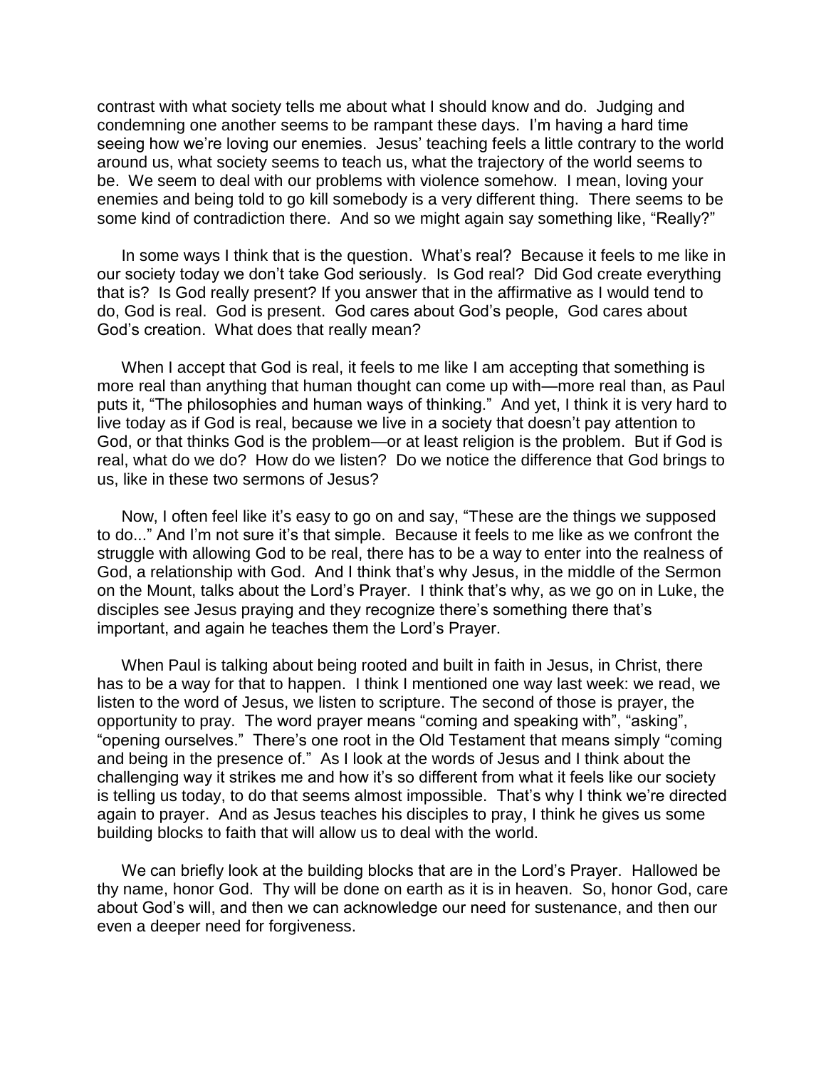contrast with what society tells me about what I should know and do. Judging and condemning one another seems to be rampant these days. I'm having a hard time seeing how we're loving our enemies. Jesus' teaching feels a little contrary to the world around us, what society seems to teach us, what the trajectory of the world seems to be. We seem to deal with our problems with violence somehow. I mean, loving your enemies and being told to go kill somebody is a very different thing. There seems to be some kind of contradiction there. And so we might again say something like, "Really?"

In some ways I think that is the question. What's real? Because it feels to me like in our society today we don't take God seriously. Is God real? Did God create everything that is? Is God really present? If you answer that in the affirmative as I would tend to do, God is real. God is present. God cares about God's people, God cares about God's creation. What does that really mean?

When I accept that God is real, it feels to me like I am accepting that something is more real than anything that human thought can come up with—more real than, as Paul puts it, "The philosophies and human ways of thinking." And yet, I think it is very hard to live today as if God is real, because we live in a society that doesn't pay attention to God, or that thinks God is the problem—or at least religion is the problem. But if God is real, what do we do? How do we listen? Do we notice the difference that God brings to us, like in these two sermons of Jesus?

Now, I often feel like it's easy to go on and say, "These are the things we supposed to do..." And I'm not sure it's that simple. Because it feels to me like as we confront the struggle with allowing God to be real, there has to be a way to enter into the realness of God, a relationship with God. And I think that's why Jesus, in the middle of the Sermon on the Mount, talks about the Lord's Prayer. I think that's why, as we go on in Luke, the disciples see Jesus praying and they recognize there's something there that's important, and again he teaches them the Lord's Prayer.

When Paul is talking about being rooted and built in faith in Jesus, in Christ, there has to be a way for that to happen. I think I mentioned one way last week: we read, we listen to the word of Jesus, we listen to scripture. The second of those is prayer, the opportunity to pray. The word prayer means "coming and speaking with", "asking", "opening ourselves." There's one root in the Old Testament that means simply "coming and being in the presence of." As I look at the words of Jesus and I think about the challenging way it strikes me and how it's so different from what it feels like our society is telling us today, to do that seems almost impossible. That's why I think we're directed again to prayer. And as Jesus teaches his disciples to pray, I think he gives us some building blocks to faith that will allow us to deal with the world.

We can briefly look at the building blocks that are in the Lord's Prayer. Hallowed be thy name, honor God. Thy will be done on earth as it is in heaven. So, honor God, care about God's will, and then we can acknowledge our need for sustenance, and then our even a deeper need for forgiveness.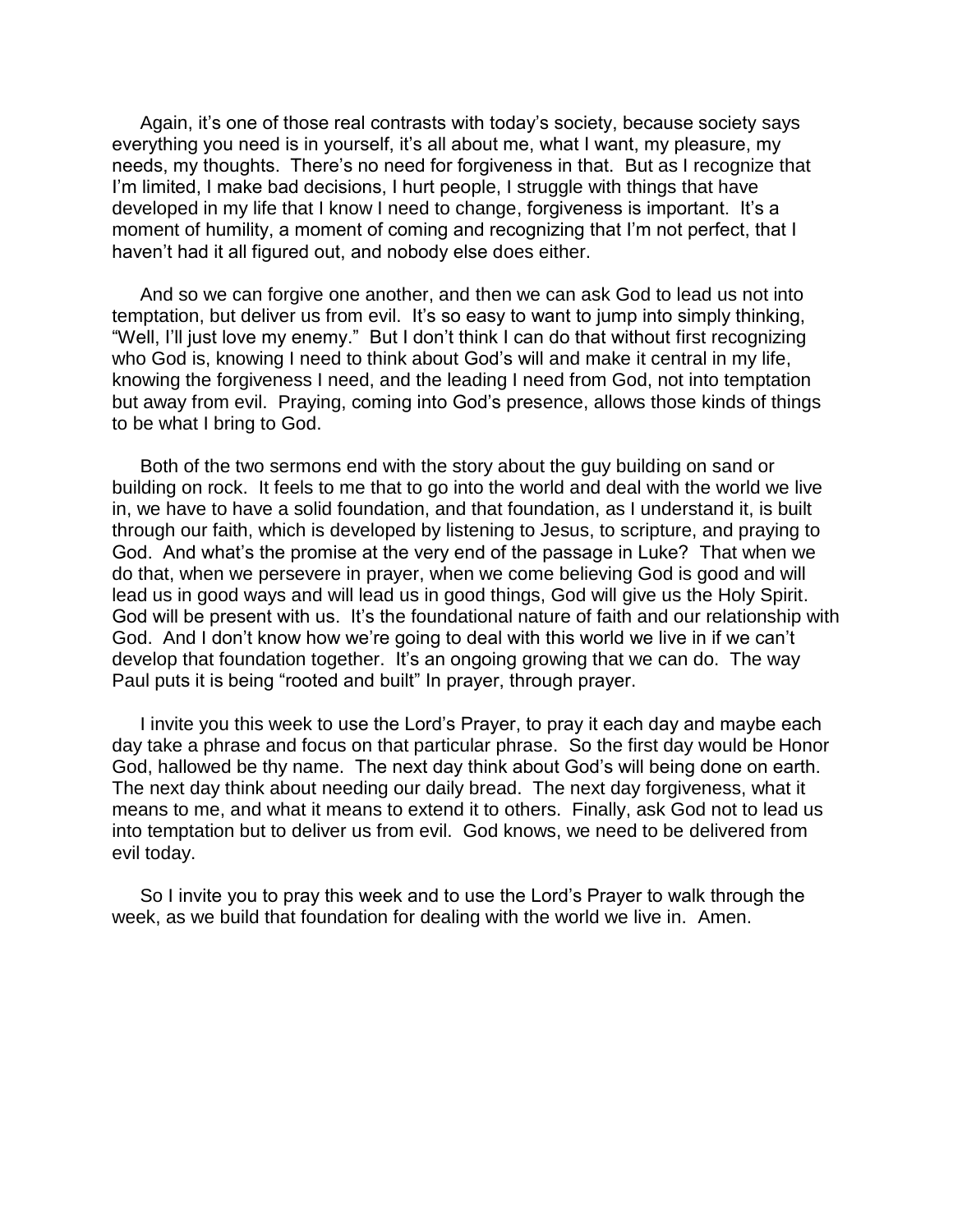Again, it's one of those real contrasts with today's society, because society says everything you need is in yourself, it's all about me, what I want, my pleasure, my needs, my thoughts. There's no need for forgiveness in that. But as I recognize that I'm limited, I make bad decisions, I hurt people, I struggle with things that have developed in my life that I know I need to change, forgiveness is important. It's a moment of humility, a moment of coming and recognizing that I'm not perfect, that I haven't had it all figured out, and nobody else does either.

And so we can forgive one another, and then we can ask God to lead us not into temptation, but deliver us from evil. It's so easy to want to jump into simply thinking, "Well, I'll just love my enemy." But I don't think I can do that without first recognizing who God is, knowing I need to think about God's will and make it central in my life, knowing the forgiveness I need, and the leading I need from God, not into temptation but away from evil. Praying, coming into God's presence, allows those kinds of things to be what I bring to God.

Both of the two sermons end with the story about the guy building on sand or building on rock. It feels to me that to go into the world and deal with the world we live in, we have to have a solid foundation, and that foundation, as I understand it, is built through our faith, which is developed by listening to Jesus, to scripture, and praying to God. And what's the promise at the very end of the passage in Luke? That when we do that, when we persevere in prayer, when we come believing God is good and will lead us in good ways and will lead us in good things, God will give us the Holy Spirit. God will be present with us. It's the foundational nature of faith and our relationship with God. And I don't know how we're going to deal with this world we live in if we can't develop that foundation together. It's an ongoing growing that we can do. The way Paul puts it is being "rooted and built" In prayer, through prayer.

I invite you this week to use the Lord's Prayer, to pray it each day and maybe each day take a phrase and focus on that particular phrase. So the first day would be Honor God, hallowed be thy name. The next day think about God's will being done on earth. The next day think about needing our daily bread. The next day forgiveness, what it means to me, and what it means to extend it to others. Finally, ask God not to lead us into temptation but to deliver us from evil. God knows, we need to be delivered from evil today.

So I invite you to pray this week and to use the Lord's Prayer to walk through the week, as we build that foundation for dealing with the world we live in. Amen.